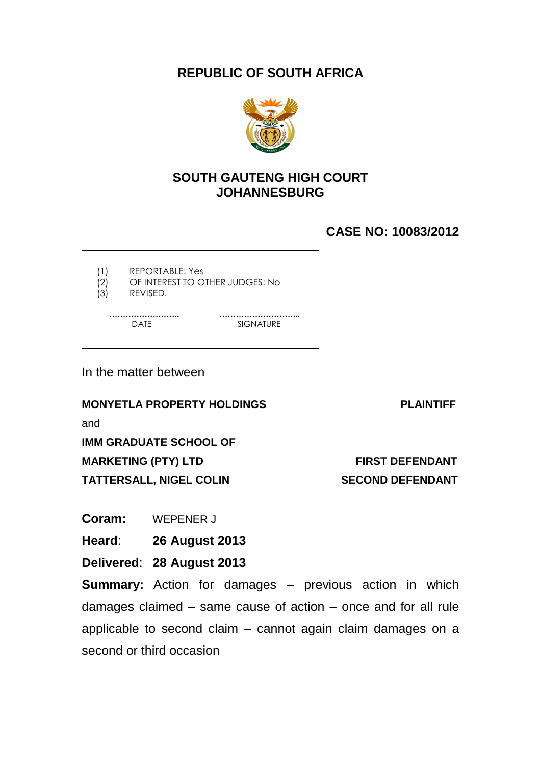# REPUBLIC OF SOUTH AFRICA

## SOUTH GAUTENG HIGH COURT
## JOHANNESBURG

**CASE NO: 10083/2012**

(1) REPORTABLE: Yes
(2) OF INTEREST TO OTHER JUDGES: No
(3) REVISED.

…………………… ………………………
DATE SIGNATURE

In the matter between

| | |
|---|---|
| **MONYETLA PROPERTY HOLDINGS** | **PLAINTIFF** |
| and | |
| **IMM GRADUATE SCHOOL OF MARKETING (PTY) LTD** | **FIRST DEFENDANT** |
| **TATTERSALL, NIGEL COLIN** | **SECOND DEFENDANT** |

**Coram:** WEPENER J

**Heard**: **26 August 2013**

**Delivered**: **28 August 2013**

**Summary:** Action for damages – previous action in which damages claimed – same cause of action – once and for all rule applicable to second claim – cannot again claim damages on a second or third occasion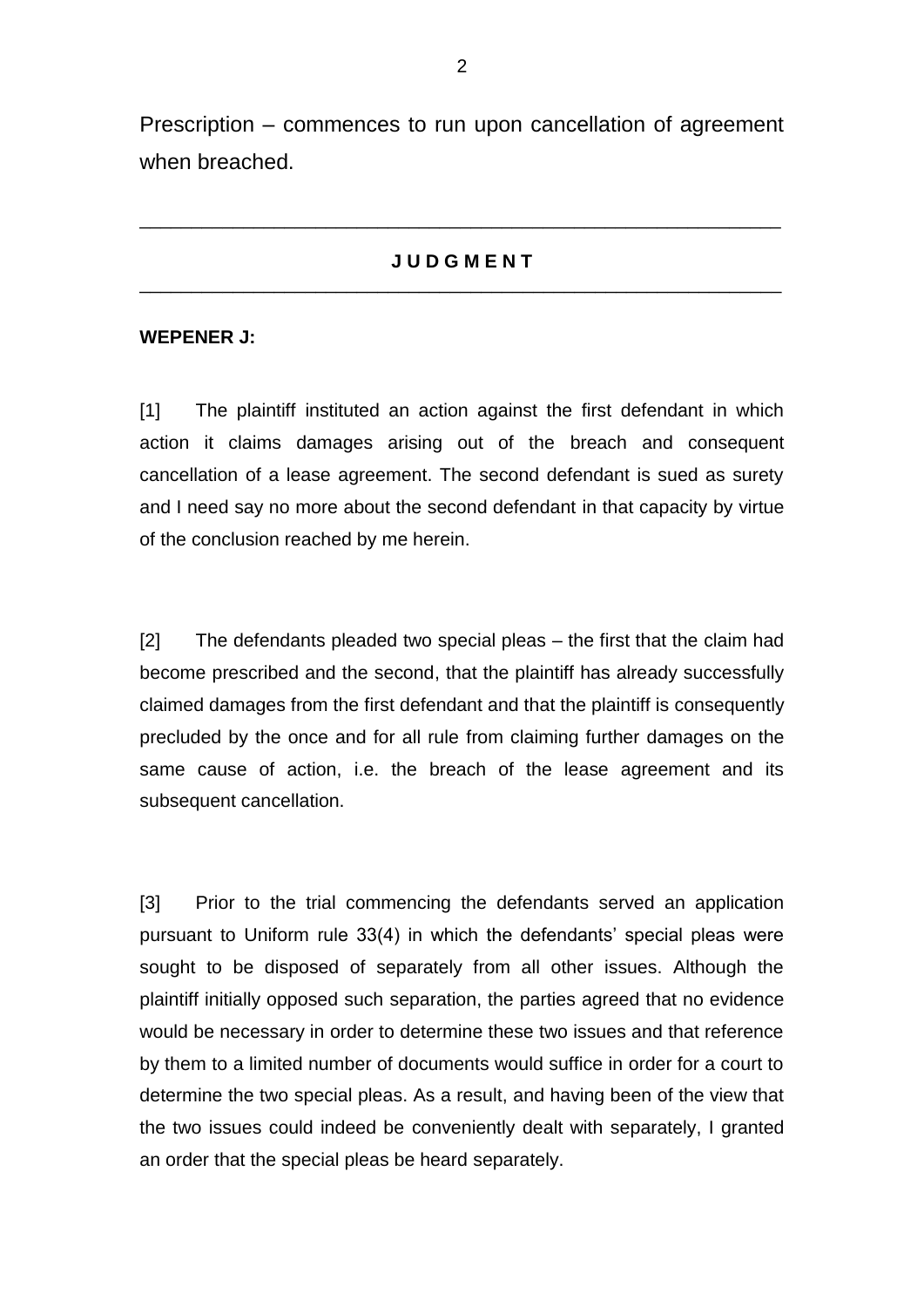Prescription – commences to run upon cancellation of agreement when breached.

---

**J U D G M E N T**

---

**WEPENER J:**

[1] The plaintiff instituted an action against the first defendant in which action it claims damages arising out of the breach and consequent cancellation of a lease agreement. The second defendant is sued as surety and I need say no more about the second defendant in that capacity by virtue of the conclusion reached by me herein.

[2] The defendants pleaded two special pleas – the first that the claim had become prescribed and the second, that the plaintiff has already successfully claimed damages from the first defendant and that the plaintiff is consequently precluded by the once and for all rule from claiming further damages on the same cause of action, i.e. the breach of the lease agreement and its subsequent cancellation.

[3] Prior to the trial commencing the defendants served an application pursuant to Uniform rule 33(4) in which the defendants' special pleas were sought to be disposed of separately from all other issues. Although the plaintiff initially opposed such separation, the parties agreed that no evidence would be necessary in order to determine these two issues and that reference by them to a limited number of documents would suffice in order for a court to determine the two special pleas. As a result, and having been of the view that the two issues could indeed be conveniently dealt with separately, I granted an order that the special pleas be heard separately.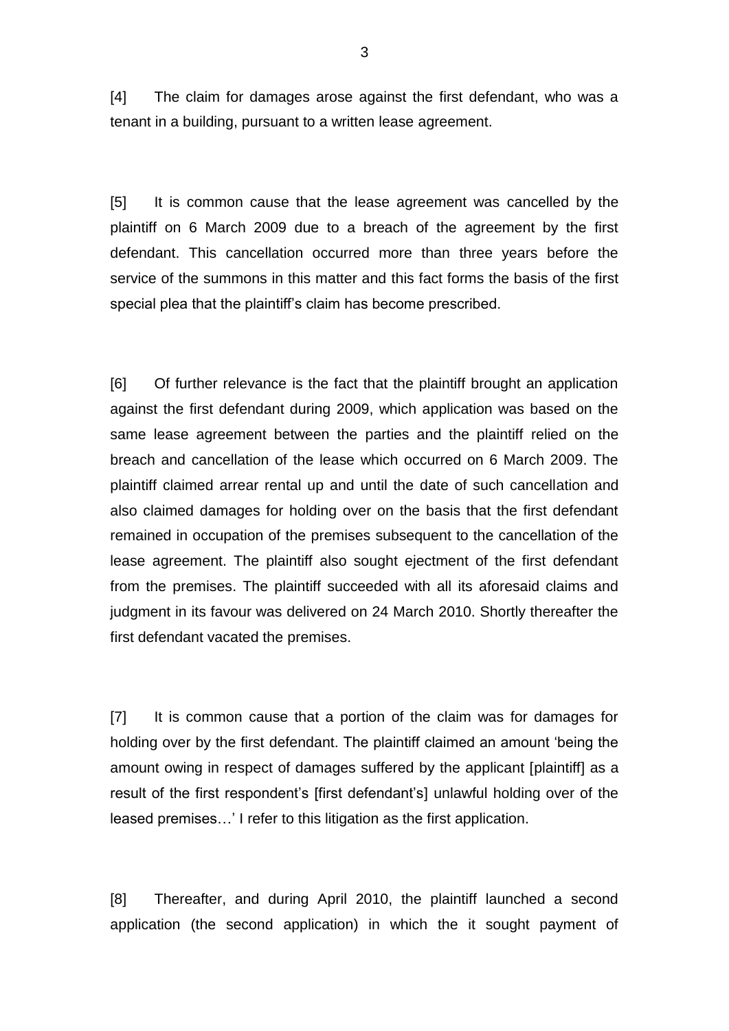[4] The claim for damages arose against the first defendant, who was a tenant in a building, pursuant to a written lease agreement.

[5] It is common cause that the lease agreement was cancelled by the plaintiff on 6 March 2009 due to a breach of the agreement by the first defendant. This cancellation occurred more than three years before the service of the summons in this matter and this fact forms the basis of the first special plea that the plaintiff's claim has become prescribed.

[6] Of further relevance is the fact that the plaintiff brought an application against the first defendant during 2009, which application was based on the same lease agreement between the parties and the plaintiff relied on the breach and cancellation of the lease which occurred on 6 March 2009. The plaintiff claimed arrear rental up and until the date of such cancellation and also claimed damages for holding over on the basis that the first defendant remained in occupation of the premises subsequent to the cancellation of the lease agreement. The plaintiff also sought ejectment of the first defendant from the premises. The plaintiff succeeded with all its aforesaid claims and judgment in its favour was delivered on 24 March 2010. Shortly thereafter the first defendant vacated the premises.

[7] It is common cause that a portion of the claim was for damages for holding over by the first defendant. The plaintiff claimed an amount 'being the amount owing in respect of damages suffered by the applicant [plaintiff] as a result of the first respondent's [first defendant's] unlawful holding over of the leased premises…' I refer to this litigation as the first application.

[8] Thereafter, and during April 2010, the plaintiff launched a second application (the second application) in which the it sought payment of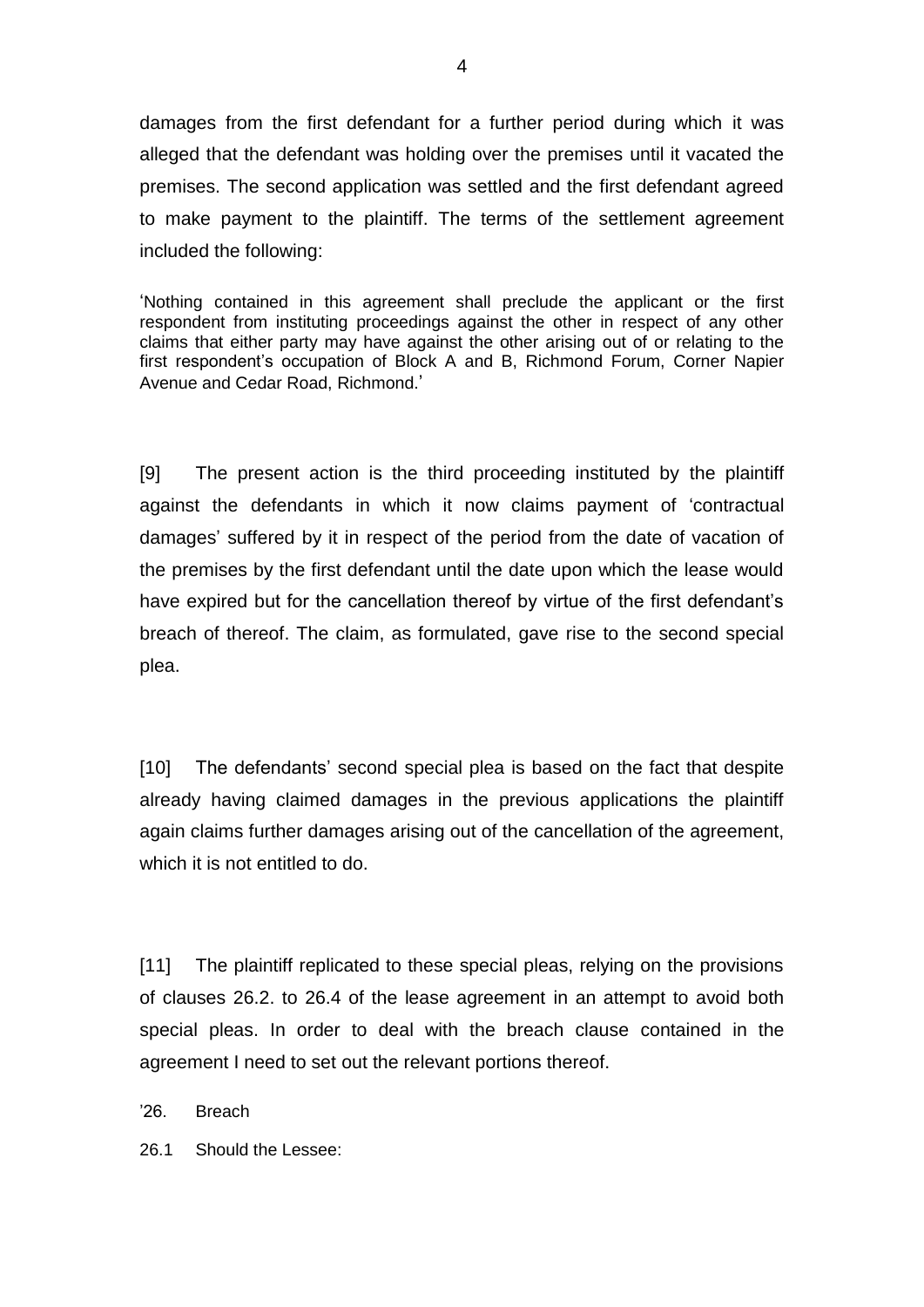damages from the first defendant for a further period during which it was alleged that the defendant was holding over the premises until it vacated the premises. The second application was settled and the first defendant agreed to make payment to the plaintiff. The terms of the settlement agreement included the following:

> 'Nothing contained in this agreement shall preclude the applicant or the first respondent from instituting proceedings against the other in respect of any other claims that either party may have against the other arising out of or relating to the first respondent's occupation of Block A and B, Richmond Forum, Corner Napier Avenue and Cedar Road, Richmond.'

[9] The present action is the third proceeding instituted by the plaintiff against the defendants in which it now claims payment of 'contractual damages' suffered by it in respect of the period from the date of vacation of the premises by the first defendant until the date upon which the lease would have expired but for the cancellation thereof by virtue of the first defendant's breach of thereof. The claim, as formulated, gave rise to the second special plea.

[10] The defendants' second special plea is based on the fact that despite already having claimed damages in the previous applications the plaintiff again claims further damages arising out of the cancellation of the agreement, which it is not entitled to do.

[11] The plaintiff replicated to these special pleas, relying on the provisions of clauses 26.2. to 26.4 of the lease agreement in an attempt to avoid both special pleas. In order to deal with the breach clause contained in the agreement I need to set out the relevant portions thereof.

'26. Breach

26.1 Should the Lessee: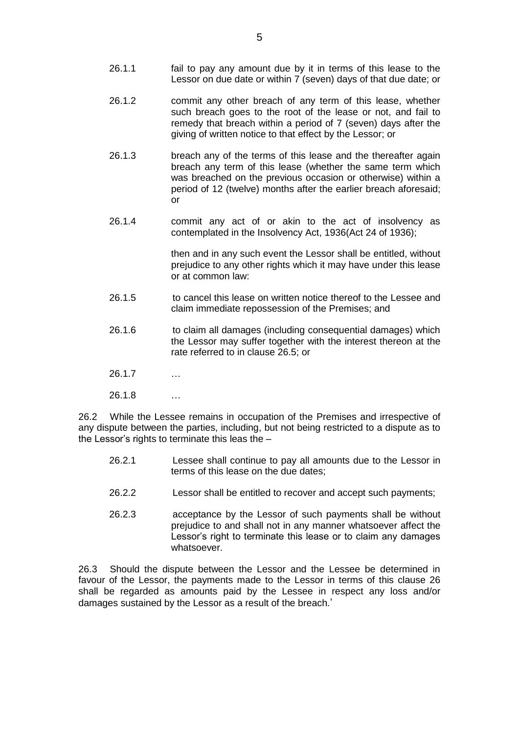26.1.1 fail to pay any amount due by it in terms of this lease to the Lessor on due date or within 7 (seven) days of that due date; or

26.1.2 commit any other breach of any term of this lease, whether such breach goes to the root of the lease or not, and fail to remedy that breach within a period of 7 (seven) days after the giving of written notice to that effect by the Lessor; or

26.1.3 breach any of the terms of this lease and the thereafter again breach any term of this lease (whether the same term which was breached on the previous occasion or otherwise) within a period of 12 (twelve) months after the earlier breach aforesaid; or

26.1.4 commit any act of or akin to the act of insolvency as contemplated in the Insolvency Act, 1936(Act 24 of 1936);

then and in any such event the Lessor shall be entitled, without prejudice to any other rights which it may have under this lease or at common law:

26.1.5 to cancel this lease on written notice thereof to the Lessee and claim immediate repossession of the Premises; and

26.1.6 to claim all damages (including consequential damages) which the Lessor may suffer together with the interest thereon at the rate referred to in clause 26.5; or

26.1.7 …

26.1.8 …

26.2 While the Lessee remains in occupation of the Premises and irrespective of any dispute between the parties, including, but not being restricted to a dispute as to the Lessor's rights to terminate this leas the –

26.2.1 Lessee shall continue to pay all amounts due to the Lessor in terms of this lease on the due dates;

26.2.2 Lessor shall be entitled to recover and accept such payments;

26.2.3 acceptance by the Lessor of such payments shall be without prejudice to and shall not in any manner whatsoever affect the Lessor's right to terminate this lease or to claim any damages whatsoever.

26.3 Should the dispute between the Lessor and the Lessee be determined in favour of the Lessor, the payments made to the Lessor in terms of this clause 26 shall be regarded as amounts paid by the Lessee in respect any loss and/or damages sustained by the Lessor as a result of the breach.'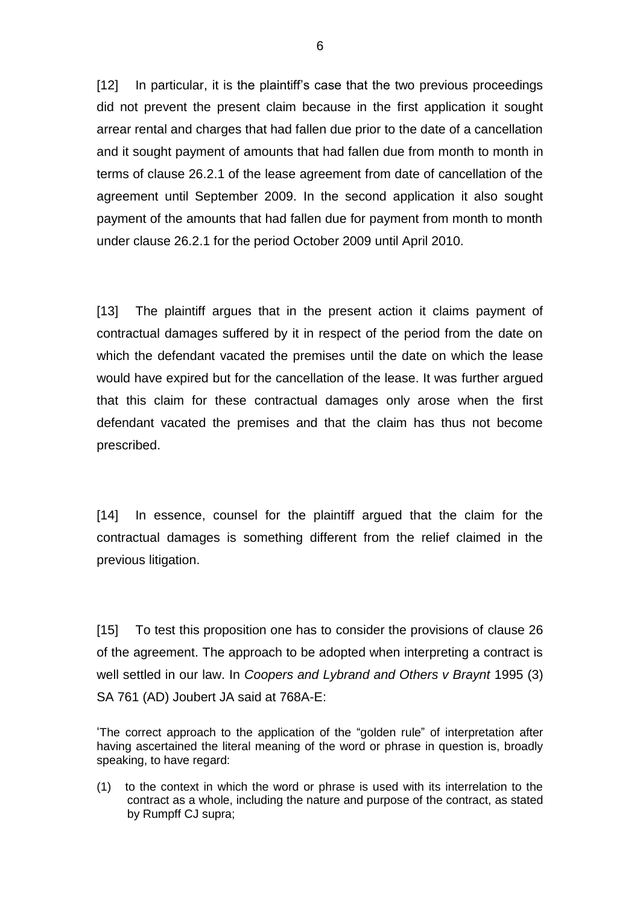[12] In particular, it is the plaintiff's case that the two previous proceedings did not prevent the present claim because in the first application it sought arrear rental and charges that had fallen due prior to the date of a cancellation and it sought payment of amounts that had fallen due from month to month in terms of clause 26.2.1 of the lease agreement from date of cancellation of the agreement until September 2009. In the second application it also sought payment of the amounts that had fallen due for payment from month to month under clause 26.2.1 for the period October 2009 until April 2010.

[13] The plaintiff argues that in the present action it claims payment of contractual damages suffered by it in respect of the period from the date on which the defendant vacated the premises until the date on which the lease would have expired but for the cancellation of the lease. It was further argued that this claim for these contractual damages only arose when the first defendant vacated the premises and that the claim has thus not become prescribed.

[14] In essence, counsel for the plaintiff argued that the claim for the contractual damages is something different from the relief claimed in the previous litigation.

[15] To test this proposition one has to consider the provisions of clause 26 of the agreement. The approach to be adopted when interpreting a contract is well settled in our law. In *Coopers and Lybrand and Others v Braynt* 1995 (3) SA 761 (AD) Joubert JA said at 768A-E:

> 'The correct approach to the application of the "golden rule" of interpretation after having ascertained the literal meaning of the word or phrase in question is, broadly speaking, to have regard:
>
> (1) to the context in which the word or phrase is used with its interrelation to the contract as a whole, including the nature and purpose of the contract, as stated by Rumpff CJ supra;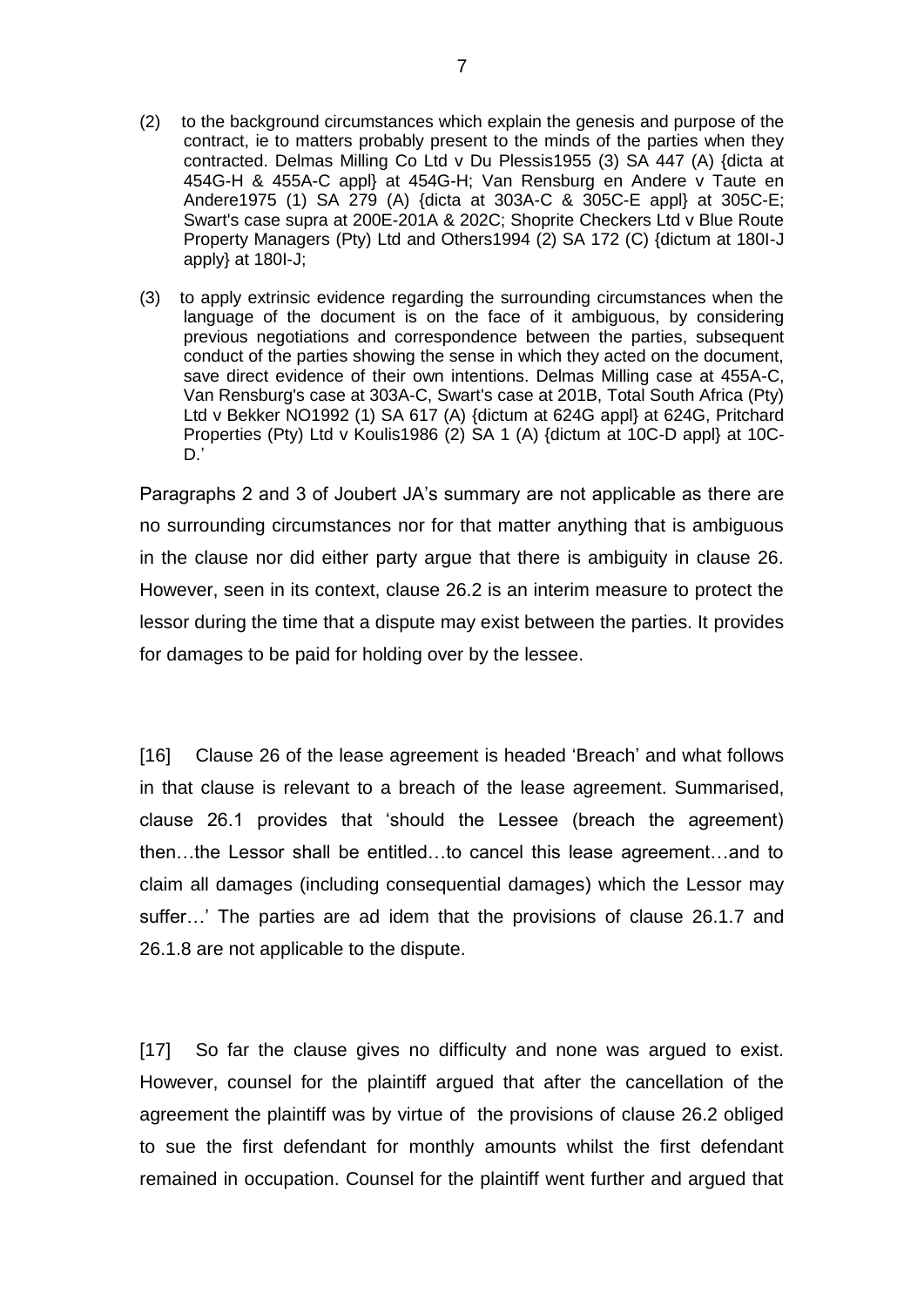(2) to the background circumstances which explain the genesis and purpose of the contract, ie to matters probably present to the minds of the parties when they contracted. Delmas Milling Co Ltd v Du Plessis1955 (3) SA 447 (A) {dicta at 454G-H & 455A-C appl} at 454G-H; Van Rensburg en Andere v Taute en Andere1975 (1) SA 279 (A) {dicta at 303A-C & 305C-E appl} at 305C-E; Swart's case supra at 200E-201A & 202C; Shoprite Checkers Ltd v Blue Route Property Managers (Pty) Ltd and Others1994 (2) SA 172 (C) {dictum at 180I-J apply} at 180I-J;

(3) to apply extrinsic evidence regarding the surrounding circumstances when the language of the document is on the face of it ambiguous, by considering previous negotiations and correspondence between the parties, subsequent conduct of the parties showing the sense in which they acted on the document, save direct evidence of their own intentions. Delmas Milling case at 455A-C, Van Rensburg's case at 303A-C, Swart's case at 201B, Total South Africa (Pty) Ltd v Bekker NO1992 (1) SA 617 (A) {dictum at 624G appl} at 624G, Pritchard Properties (Pty) Ltd v Koulis1986 (2) SA 1 (A) {dictum at 10C-D appl} at 10C-D.'

Paragraphs 2 and 3 of Joubert JA's summary are not applicable as there are no surrounding circumstances nor for that matter anything that is ambiguous in the clause nor did either party argue that there is ambiguity in clause 26. However, seen in its context, clause 26.2 is an interim measure to protect the lessor during the time that a dispute may exist between the parties. It provides for damages to be paid for holding over by the lessee.

[16] Clause 26 of the lease agreement is headed 'Breach' and what follows in that clause is relevant to a breach of the lease agreement. Summarised, clause 26.1 provides that 'should the Lessee (breach the agreement) then…the Lessor shall be entitled…to cancel this lease agreement…and to claim all damages (including consequential damages) which the Lessor may suffer…' The parties are ad idem that the provisions of clause 26.1.7 and 26.1.8 are not applicable to the dispute.

[17] So far the clause gives no difficulty and none was argued to exist. However, counsel for the plaintiff argued that after the cancellation of the agreement the plaintiff was by virtue of the provisions of clause 26.2 obliged to sue the first defendant for monthly amounts whilst the first defendant remained in occupation. Counsel for the plaintiff went further and argued that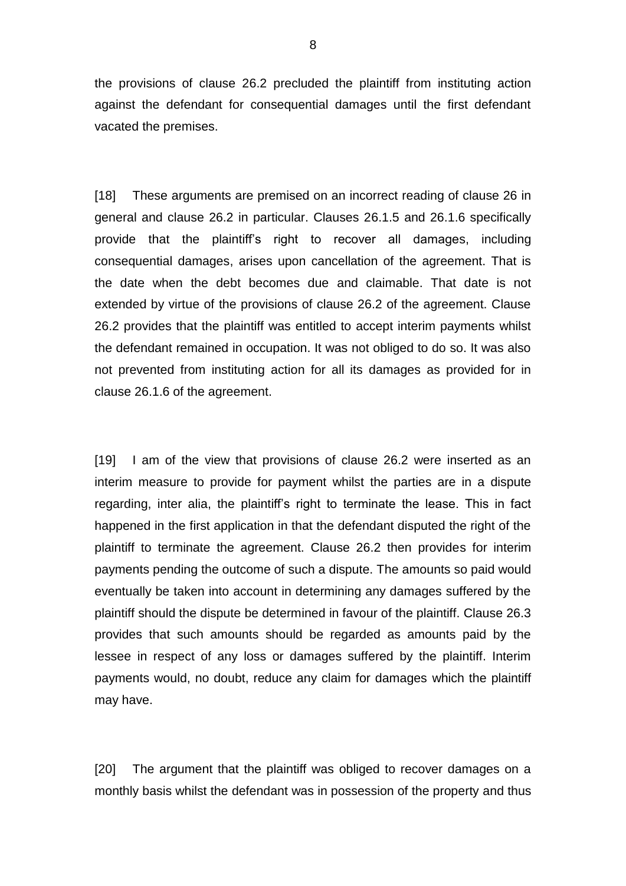the provisions of clause 26.2 precluded the plaintiff from instituting action against the defendant for consequential damages until the first defendant vacated the premises.

[18] These arguments are premised on an incorrect reading of clause 26 in general and clause 26.2 in particular. Clauses 26.1.5 and 26.1.6 specifically provide that the plaintiff's right to recover all damages, including consequential damages, arises upon cancellation of the agreement. That is the date when the debt becomes due and claimable. That date is not extended by virtue of the provisions of clause 26.2 of the agreement. Clause 26.2 provides that the plaintiff was entitled to accept interim payments whilst the defendant remained in occupation. It was not obliged to do so. It was also not prevented from instituting action for all its damages as provided for in clause 26.1.6 of the agreement.

[19] I am of the view that provisions of clause 26.2 were inserted as an interim measure to provide for payment whilst the parties are in a dispute regarding, inter alia, the plaintiff's right to terminate the lease. This in fact happened in the first application in that the defendant disputed the right of the plaintiff to terminate the agreement. Clause 26.2 then provides for interim payments pending the outcome of such a dispute. The amounts so paid would eventually be taken into account in determining any damages suffered by the plaintiff should the dispute be determined in favour of the plaintiff. Clause 26.3 provides that such amounts should be regarded as amounts paid by the lessee in respect of any loss or damages suffered by the plaintiff. Interim payments would, no doubt, reduce any claim for damages which the plaintiff may have.

[20] The argument that the plaintiff was obliged to recover damages on a monthly basis whilst the defendant was in possession of the property and thus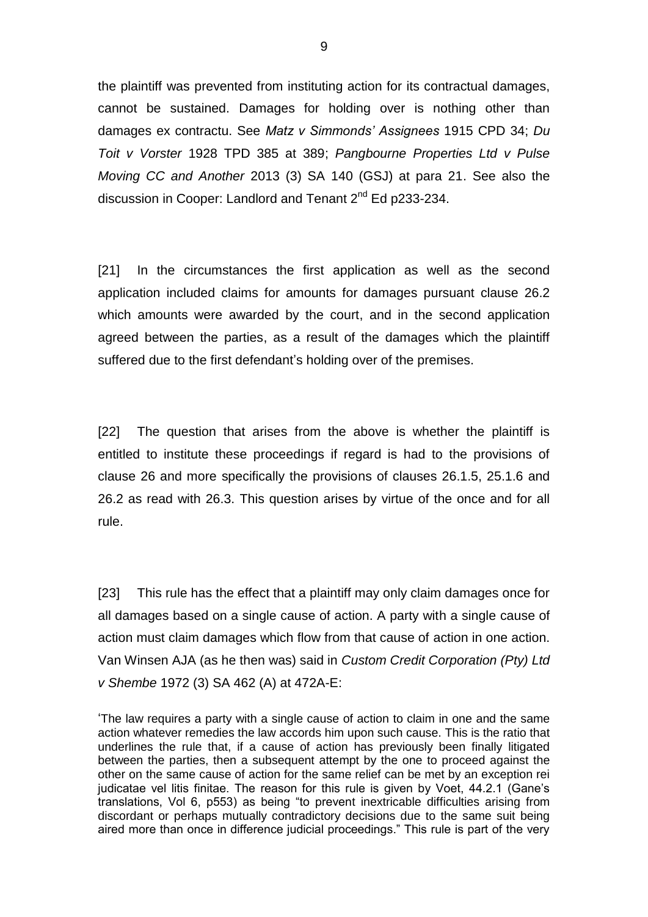the plaintiff was prevented from instituting action for its contractual damages, cannot be sustained. Damages for holding over is nothing other than damages ex contractu. See *Matz v Simmonds' Assignees* 1915 CPD 34; *Du Toit v Vorster* 1928 TPD 385 at 389; *Pangbourne Properties Ltd v Pulse Moving CC and Another* 2013 (3) SA 140 (GSJ) at para 21. See also the discussion in Cooper: Landlord and Tenant 2nd Ed p233-234.

[21] In the circumstances the first application as well as the second application included claims for amounts for damages pursuant clause 26.2 which amounts were awarded by the court, and in the second application agreed between the parties, as a result of the damages which the plaintiff suffered due to the first defendant's holding over of the premises.

[22] The question that arises from the above is whether the plaintiff is entitled to institute these proceedings if regard is had to the provisions of clause 26 and more specifically the provisions of clauses 26.1.5, 25.1.6 and 26.2 as read with 26.3. This question arises by virtue of the once and for all rule.

[23] This rule has the effect that a plaintiff may only claim damages once for all damages based on a single cause of action. A party with a single cause of action must claim damages which flow from that cause of action in one action. Van Winsen AJA (as he then was) said in *Custom Credit Corporation (Pty) Ltd v Shembe* 1972 (3) SA 462 (A) at 472A-E:

> 'The law requires a party with a single cause of action to claim in one and the same action whatever remedies the law accords him upon such cause. This is the ratio that underlines the rule that, if a cause of action has previously been finally litigated between the parties, then a subsequent attempt by the one to proceed against the other on the same cause of action for the same relief can be met by an exception rei judicatae vel litis finitae. The reason for this rule is given by Voet, 44.2.1 (Gane's translations, Vol 6, p553) as being "to prevent inextricable difficulties arising from discordant or perhaps mutually contradictory decisions due to the same suit being aired more than once in difference judicial proceedings." This rule is part of the very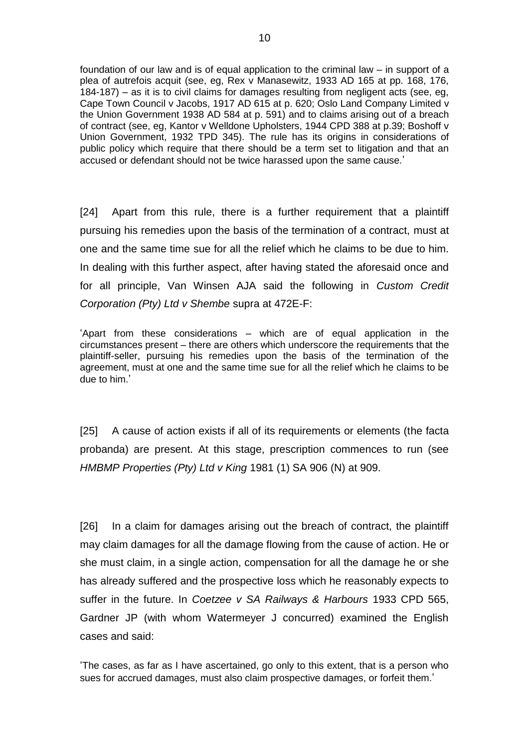foundation of our law and is of equal application to the criminal law – in support of a plea of autrefois acquit (see, eg, Rex v Manasewitz, 1933 AD 165 at pp. 168, 176, 184-187) – as it is to civil claims for damages resulting from negligent acts (see, eg, Cape Town Council v Jacobs, 1917 AD 615 at p. 620; Oslo Land Company Limited v the Union Government 1938 AD 584 at p. 591) and to claims arising out of a breach of contract (see, eg, Kantor v Welldone Upholsters, 1944 CPD 388 at p.39; Boshoff v Union Government, 1932 TPD 345). The rule has its origins in considerations of public policy which require that there should be a term set to litigation and that an accused or defendant should not be twice harassed upon the same cause.'

[24] Apart from this rule, there is a further requirement that a plaintiff pursuing his remedies upon the basis of the termination of a contract, must at one and the same time sue for all the relief which he claims to be due to him. In dealing with this further aspect, after having stated the aforesaid once and for all principle, Van Winsen AJA said the following in *Custom Credit Corporation (Pty) Ltd v Shembe* supra at 472E-F:

'Apart from these considerations – which are of equal application in the circumstances present – there are others which underscore the requirements that the plaintiff-seller, pursuing his remedies upon the basis of the termination of the agreement, must at one and the same time sue for all the relief which he claims to be due to him.'

[25] A cause of action exists if all of its requirements or elements (the facta probanda) are present. At this stage, prescription commences to run (see *HMBMP Properties (Pty) Ltd v King* 1981 (1) SA 906 (N) at 909.

[26] In a claim for damages arising out the breach of contract, the plaintiff may claim damages for all the damage flowing from the cause of action. He or she must claim, in a single action, compensation for all the damage he or she has already suffered and the prospective loss which he reasonably expects to suffer in the future. In *Coetzee v SA Railways & Harbours* 1933 CPD 565, Gardner JP (with whom Watermeyer J concurred) examined the English cases and said:

'The cases, as far as I have ascertained, go only to this extent, that is a person who sues for accrued damages, must also claim prospective damages, or forfeit them.'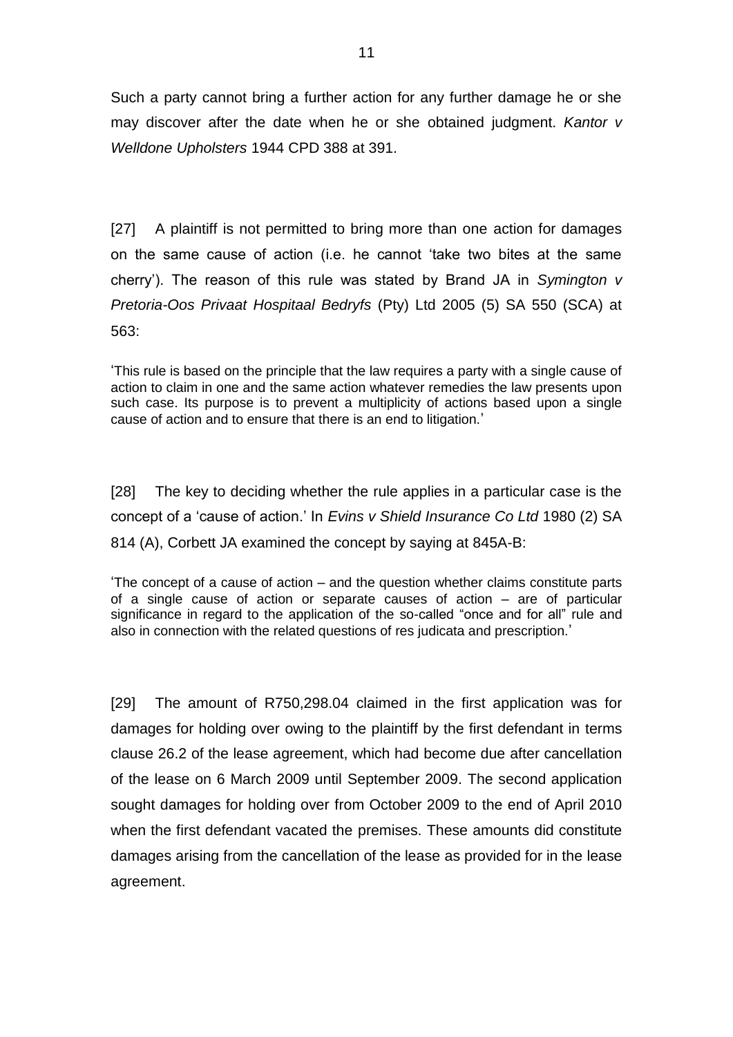Such a party cannot bring a further action for any further damage he or she may discover after the date when he or she obtained judgment. *Kantor v Welldone Upholsters* 1944 CPD 388 at 391.

[27] A plaintiff is not permitted to bring more than one action for damages on the same cause of action (i.e. he cannot 'take two bites at the same cherry'). The reason of this rule was stated by Brand JA in *Symington v Pretoria-Oos Privaat Hospitaal Bedryfs* (Pty) Ltd 2005 (5) SA 550 (SCA) at 563:

> 'This rule is based on the principle that the law requires a party with a single cause of action to claim in one and the same action whatever remedies the law presents upon such case. Its purpose is to prevent a multiplicity of actions based upon a single cause of action and to ensure that there is an end to litigation.'

[28] The key to deciding whether the rule applies in a particular case is the concept of a 'cause of action.' In *Evins v Shield Insurance Co Ltd* 1980 (2) SA 814 (A), Corbett JA examined the concept by saying at 845A-B:

> 'The concept of a cause of action – and the question whether claims constitute parts of a single cause of action or separate causes of action – are of particular significance in regard to the application of the so-called "once and for all" rule and also in connection with the related questions of res judicata and prescription.'

[29] The amount of R750,298.04 claimed in the first application was for damages for holding over owing to the plaintiff by the first defendant in terms clause 26.2 of the lease agreement, which had become due after cancellation of the lease on 6 March 2009 until September 2009. The second application sought damages for holding over from October 2009 to the end of April 2010 when the first defendant vacated the premises. These amounts did constitute damages arising from the cancellation of the lease as provided for in the lease agreement.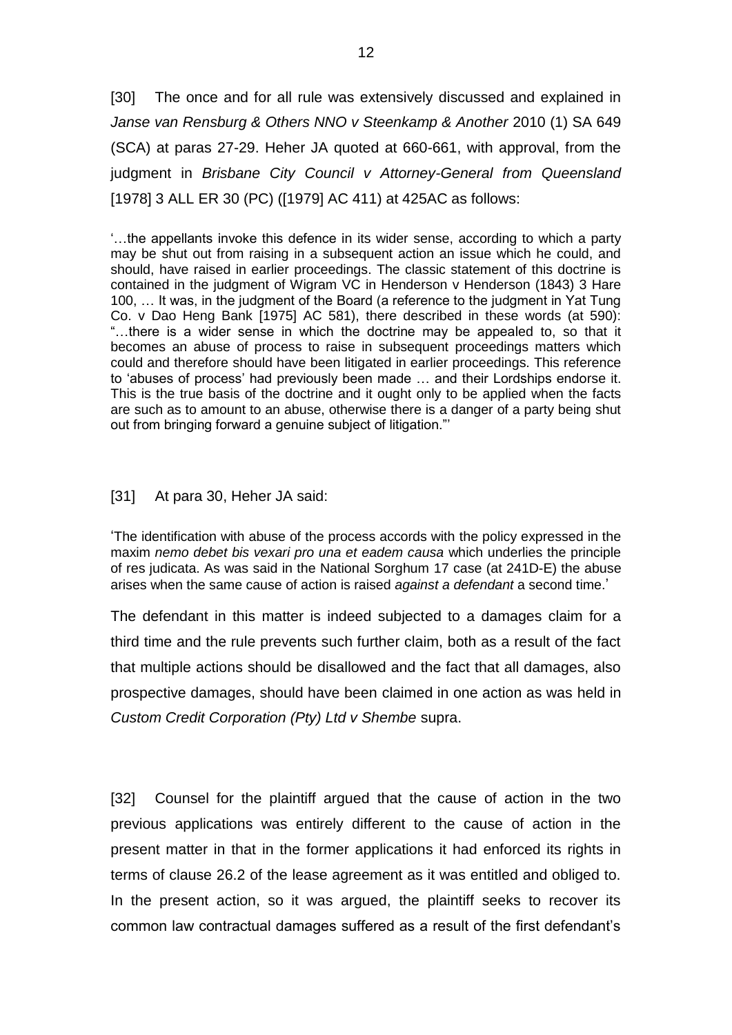[30] The once and for all rule was extensively discussed and explained in *Janse van Rensburg & Others NNO v Steenkamp & Another* 2010 (1) SA 649 (SCA) at paras 27-29. Heher JA quoted at 660-661, with approval, from the judgment in *Brisbane City Council v Attorney-General from Queensland* [1978] 3 ALL ER 30 (PC) ([1979] AC 411) at 425AC as follows:

> '…the appellants invoke this defence in its wider sense, according to which a party may be shut out from raising in a subsequent action an issue which he could, and should, have raised in earlier proceedings. The classic statement of this doctrine is contained in the judgment of Wigram VC in Henderson v Henderson (1843) 3 Hare 100, … It was, in the judgment of the Board (a reference to the judgment in Yat Tung Co. v Dao Heng Bank [1975] AC 581), there described in these words (at 590): "…there is a wider sense in which the doctrine may be appealed to, so that it becomes an abuse of process to raise in subsequent proceedings matters which could and therefore should have been litigated in earlier proceedings. This reference to 'abuses of process' had previously been made … and their Lordships endorse it. This is the true basis of the doctrine and it ought only to be applied when the facts are such as to amount to an abuse, otherwise there is a danger of a party being shut out from bringing forward a genuine subject of litigation."'

[31] At para 30, Heher JA said:

> 'The identification with abuse of the process accords with the policy expressed in the maxim *nemo debet bis vexari pro una et eadem causa* which underlies the principle of res judicata. As was said in the National Sorghum 17 case (at 241D-E) the abuse arises when the same cause of action is raised *against a defendant* a second time.'

The defendant in this matter is indeed subjected to a damages claim for a third time and the rule prevents such further claim, both as a result of the fact that multiple actions should be disallowed and the fact that all damages, also prospective damages, should have been claimed in one action as was held in *Custom Credit Corporation (Pty) Ltd v Shembe* supra.

[32] Counsel for the plaintiff argued that the cause of action in the two previous applications was entirely different to the cause of action in the present matter in that in the former applications it had enforced its rights in terms of clause 26.2 of the lease agreement as it was entitled and obliged to. In the present action, so it was argued, the plaintiff seeks to recover its common law contractual damages suffered as a result of the first defendant's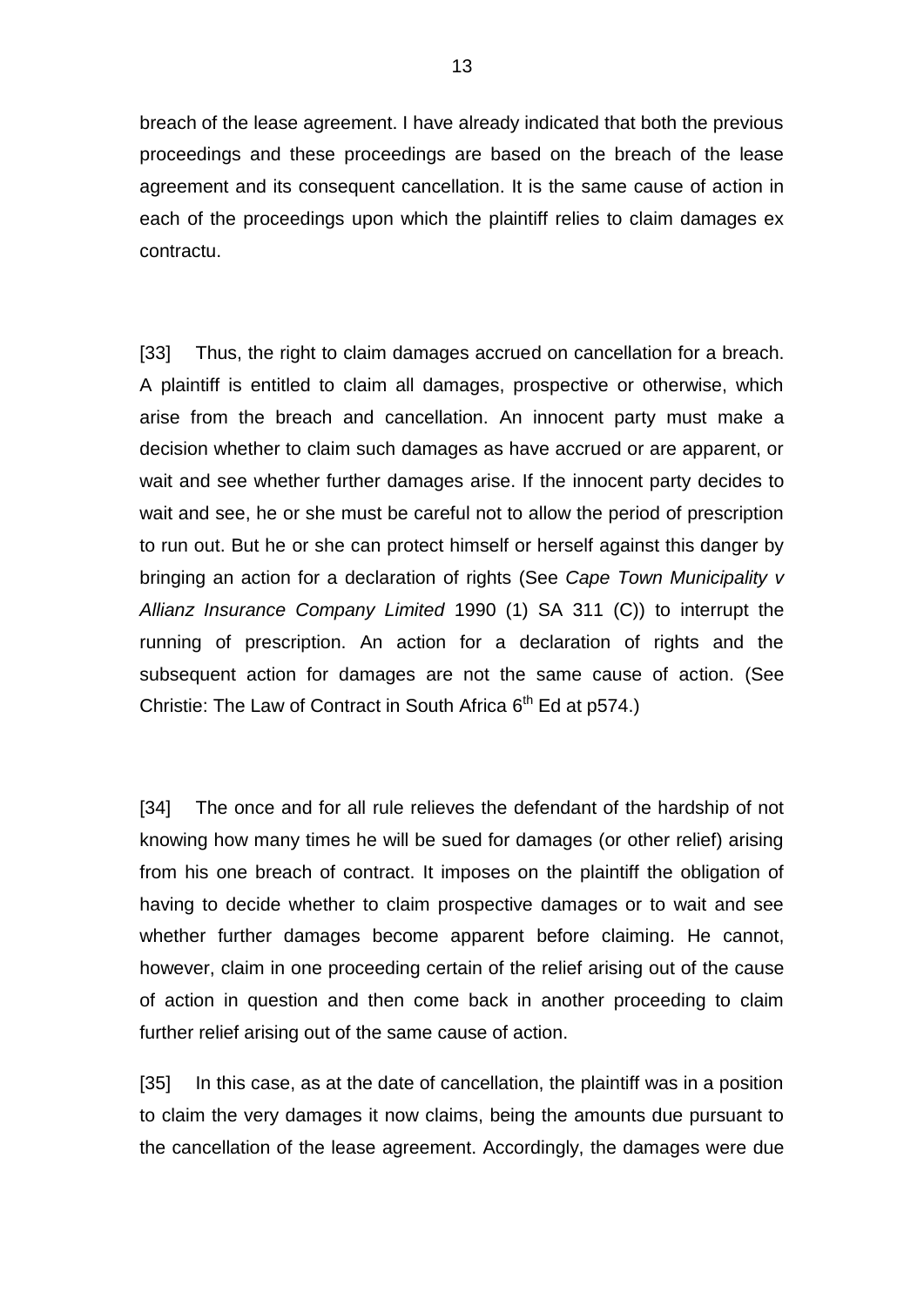breach of the lease agreement. I have already indicated that both the previous proceedings and these proceedings are based on the breach of the lease agreement and its consequent cancellation. It is the same cause of action in each of the proceedings upon which the plaintiff relies to claim damages ex contractu.

[33] Thus, the right to claim damages accrued on cancellation for a breach. A plaintiff is entitled to claim all damages, prospective or otherwise, which arise from the breach and cancellation. An innocent party must make a decision whether to claim such damages as have accrued or are apparent, or wait and see whether further damages arise. If the innocent party decides to wait and see, he or she must be careful not to allow the period of prescription to run out. But he or she can protect himself or herself against this danger by bringing an action for a declaration of rights (See *Cape Town Municipality v Allianz Insurance Company Limited* 1990 (1) SA 311 (C)) to interrupt the running of prescription. An action for a declaration of rights and the subsequent action for damages are not the same cause of action. (See Christie: The Law of Contract in South Africa 6th Ed at p574.)

[34] The once and for all rule relieves the defendant of the hardship of not knowing how many times he will be sued for damages (or other relief) arising from his one breach of contract. It imposes on the plaintiff the obligation of having to decide whether to claim prospective damages or to wait and see whether further damages become apparent before claiming. He cannot, however, claim in one proceeding certain of the relief arising out of the cause of action in question and then come back in another proceeding to claim further relief arising out of the same cause of action.

[35] In this case, as at the date of cancellation, the plaintiff was in a position to claim the very damages it now claims, being the amounts due pursuant to the cancellation of the lease agreement. Accordingly, the damages were due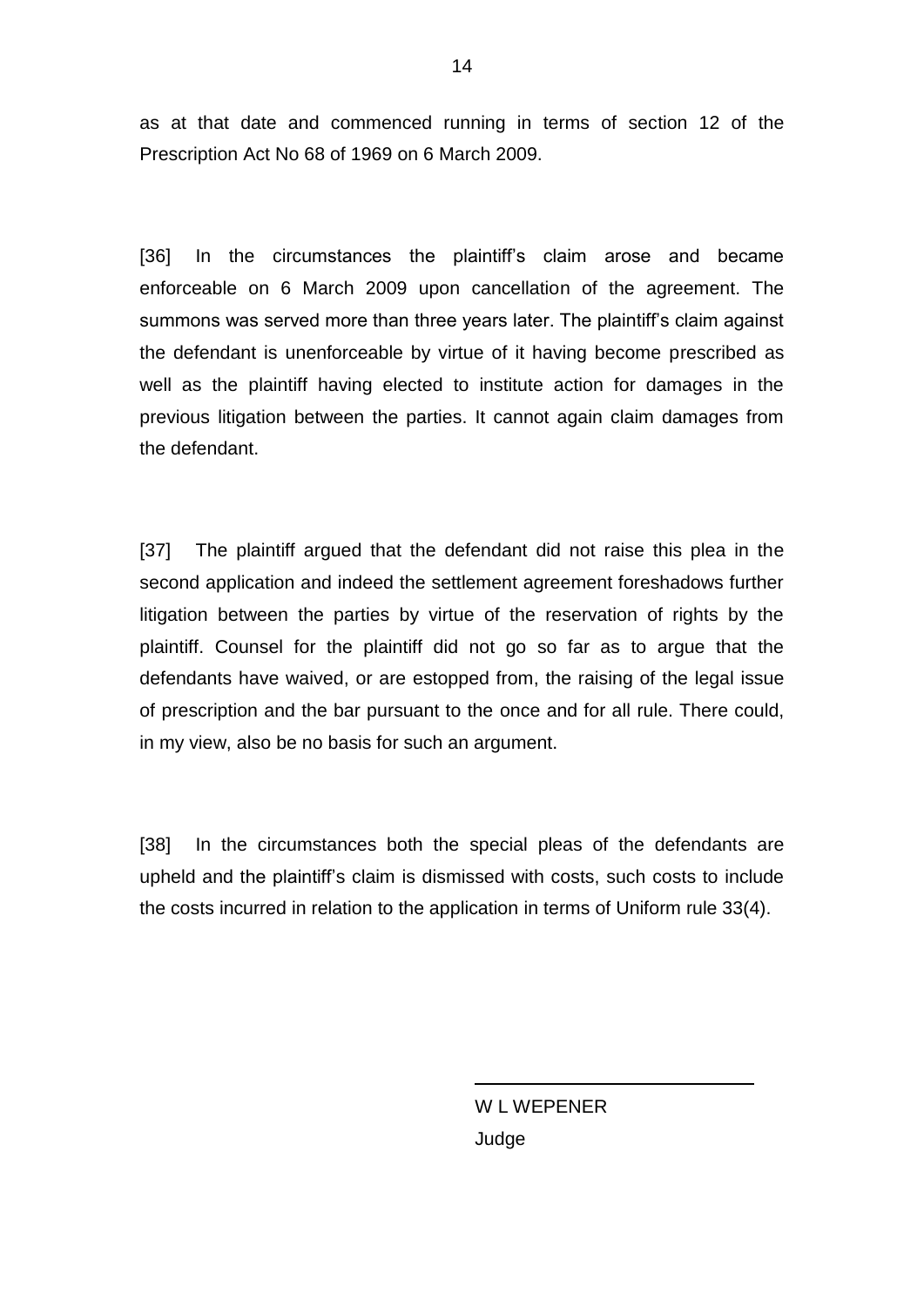as at that date and commenced running in terms of section 12 of the Prescription Act No 68 of 1969 on 6 March 2009.

[36] In the circumstances the plaintiff's claim arose and became enforceable on 6 March 2009 upon cancellation of the agreement. The summons was served more than three years later. The plaintiff's claim against the defendant is unenforceable by virtue of it having become prescribed as well as the plaintiff having elected to institute action for damages in the previous litigation between the parties. It cannot again claim damages from the defendant.

[37] The plaintiff argued that the defendant did not raise this plea in the second application and indeed the settlement agreement foreshadows further litigation between the parties by virtue of the reservation of rights by the plaintiff. Counsel for the plaintiff did not go so far as to argue that the defendants have waived, or are estopped from, the raising of the legal issue of prescription and the bar pursuant to the once and for all rule. There could, in my view, also be no basis for such an argument.

[38] In the circumstances both the special pleas of the defendants are upheld and the plaintiff's claim is dismissed with costs, such costs to include the costs incurred in relation to the application in terms of Uniform rule 33(4).

W L WEPENER

Judge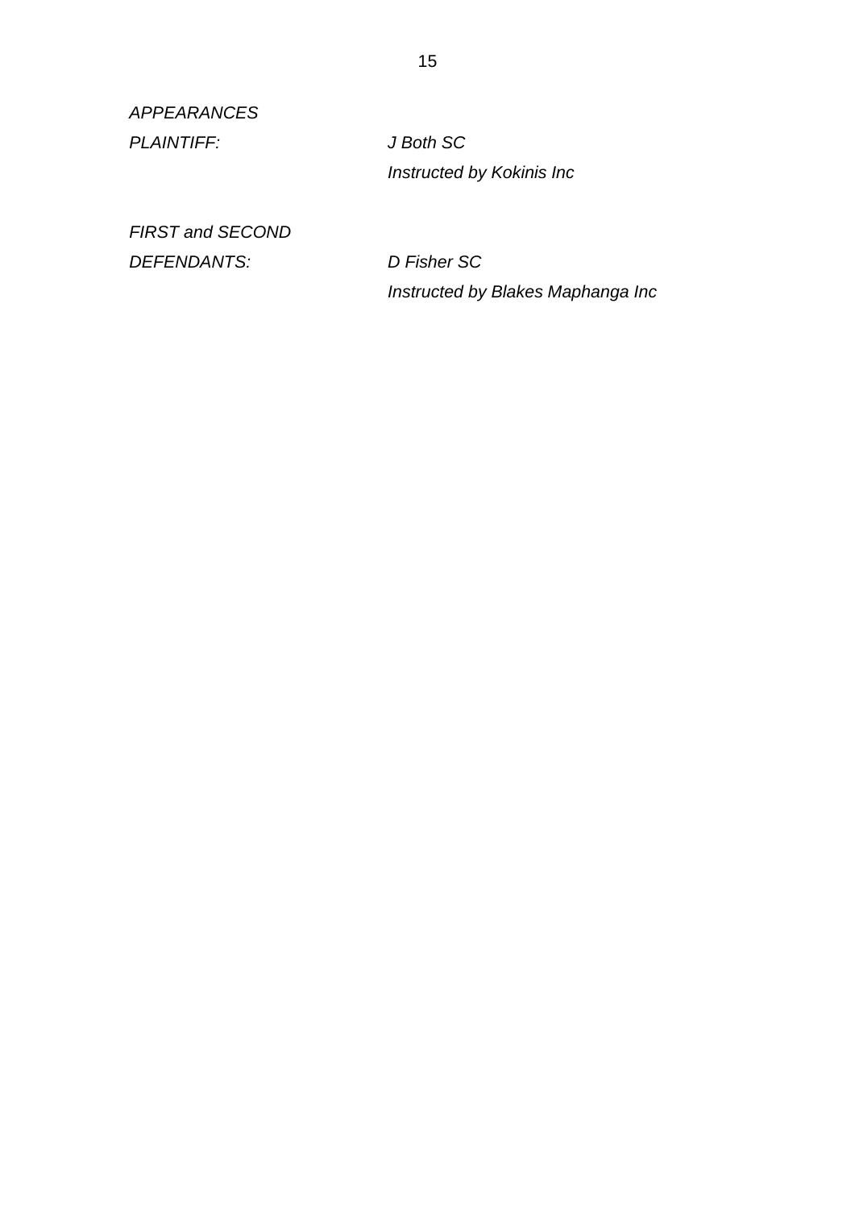*APPEARANCES*

| | |
|---|---|
| *PLAINTIFF:* | *J Both SC* |
| | *Instructed by Kokinis Inc* |
| | |
| *FIRST and SECOND DEFENDANTS:* | *D Fisher SC* |
| | *Instructed by Blakes Maphanga Inc* |